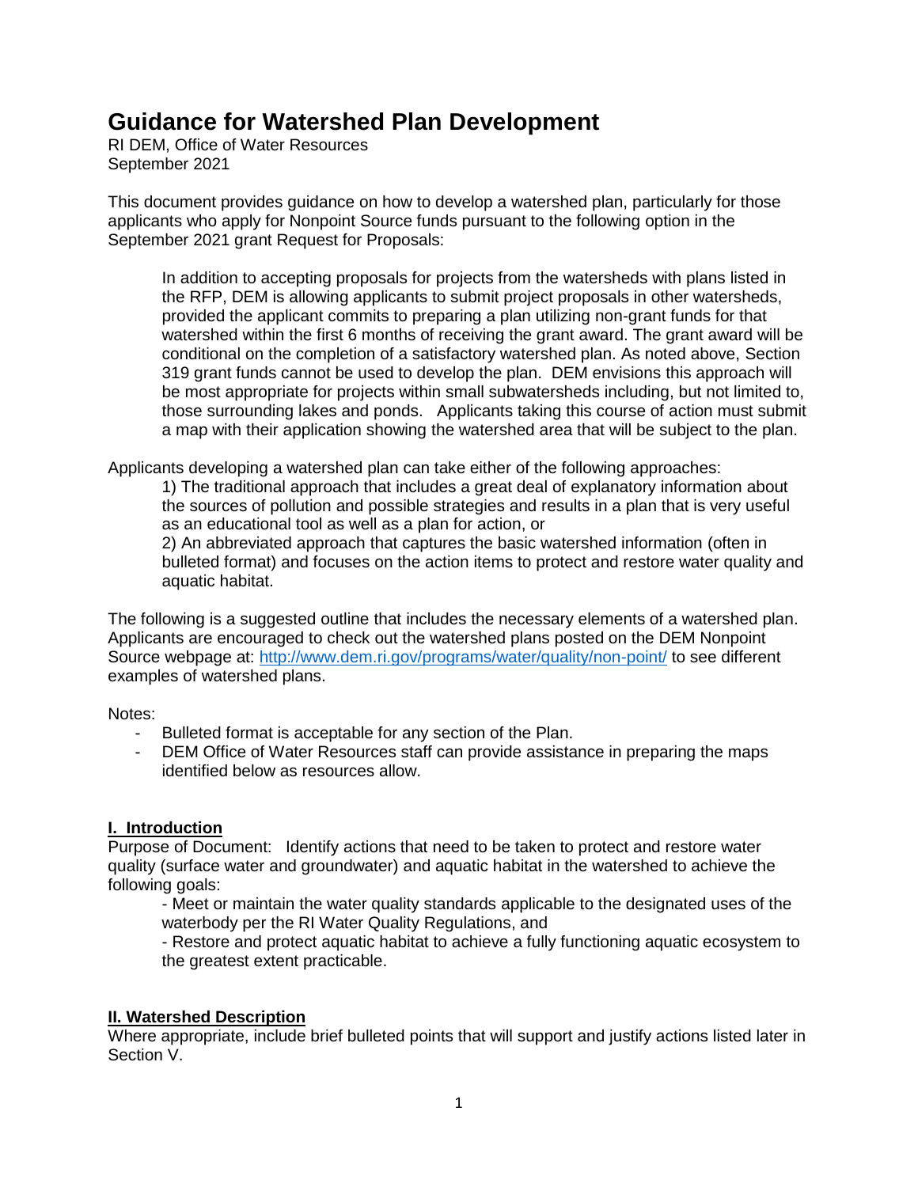# Guidance for Watershed Plan Development

RI DEM, Office of Water Resources
September 2021

This document provides guidance on how to develop a watershed plan, particularly for those applicants who apply for Nonpoint Source funds pursuant to the following option in the September 2021 grant Request for Proposals:

> In addition to accepting proposals for projects from the watersheds with plans listed in the RFP, DEM is allowing applicants to submit project proposals in other watersheds, provided the applicant commits to preparing a plan utilizing non-grant funds for that watershed within the first 6 months of receiving the grant award. The grant award will be conditional on the completion of a satisfactory watershed plan. As noted above, Section 319 grant funds cannot be used to develop the plan. DEM envisions this approach will be most appropriate for projects within small subwatersheds including, but not limited to, those surrounding lakes and ponds. Applicants taking this course of action must submit a map with their application showing the watershed area that will be subject to the plan.

Applicants developing a watershed plan can take either of the following approaches:

1) The traditional approach that includes a great deal of explanatory information about the sources of pollution and possible strategies and results in a plan that is very useful as an educational tool as well as a plan for action, or
2) An abbreviated approach that captures the basic watershed information (often in bulleted format) and focuses on the action items to protect and restore water quality and aquatic habitat.

The following is a suggested outline that includes the necessary elements of a watershed plan. Applicants are encouraged to check out the watershed plans posted on the DEM Nonpoint Source webpage at: http://www.dem.ri.gov/programs/water/quality/non-point/ to see different examples of watershed plans.

Notes:

- Bulleted format is acceptable for any section of the Plan.
- DEM Office of Water Resources staff can provide assistance in preparing the maps identified below as resources allow.

## I. Introduction

Purpose of Document: Identify actions that need to be taken to protect and restore water quality (surface water and groundwater) and aquatic habitat in the watershed to achieve the following goals:

- Meet or maintain the water quality standards applicable to the designated uses of the waterbody per the RI Water Quality Regulations, and
- Restore and protect aquatic habitat to achieve a fully functioning aquatic ecosystem to the greatest extent practicable.

## II. Watershed Description

Where appropriate, include brief bulleted points that will support and justify actions listed later in Section V.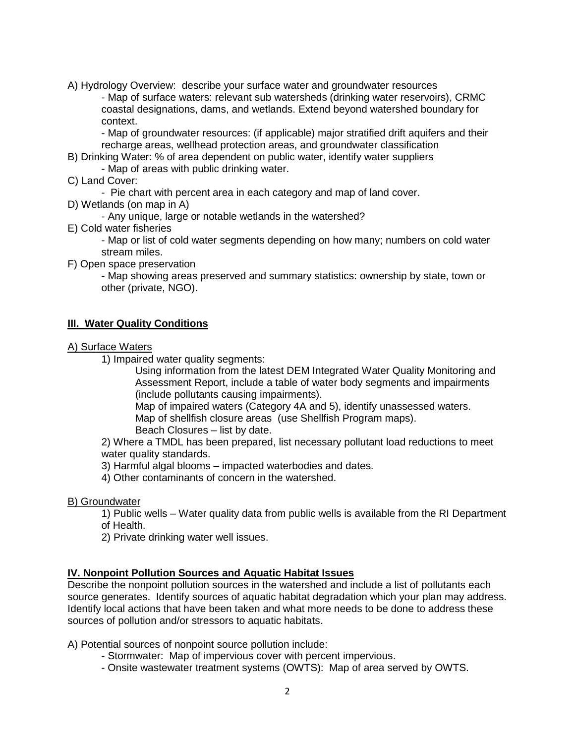A) Hydrology Overview: describe your surface water and groundwater resources

- Map of surface waters: relevant sub watersheds (drinking water reservoirs), CRMC coastal designations, dams, and wetlands. Extend beyond watershed boundary for context.
- Map of groundwater resources: (if applicable) major stratified drift aquifers and their recharge areas, wellhead protection areas, and groundwater classification

B) Drinking Water: % of area dependent on public water, identify water suppliers

- Map of areas with public drinking water.

C) Land Cover:

- Pie chart with percent area in each category and map of land cover.

D) Wetlands (on map in A)

- Any unique, large or notable wetlands in the watershed?

E) Cold water fisheries

- Map or list of cold water segments depending on how many; numbers on cold water stream miles.

F) Open space preservation

- Map showing areas preserved and summary statistics: ownership by state, town or other (private, NGO).

## **III. Water Quality Conditions**

A) Surface Waters

1) Impaired water quality segments:

   Using information from the latest DEM Integrated Water Quality Monitoring and Assessment Report, include a table of water body segments and impairments (include pollutants causing impairments).

   Map of impaired waters (Category 4A and 5), identify unassessed waters.

   Map of shellfish closure areas (use Shellfish Program maps).

   Beach Closures – list by date.

2) Where a TMDL has been prepared, list necessary pollutant load reductions to meet water quality standards.

3) Harmful algal blooms – impacted waterbodies and dates.

4) Other contaminants of concern in the watershed.

B) Groundwater

1) Public wells – Water quality data from public wells is available from the RI Department of Health.

2) Private drinking water well issues.

## **IV. Nonpoint Pollution Sources and Aquatic Habitat Issues**

Describe the nonpoint pollution sources in the watershed and include a list of pollutants each source generates. Identify sources of aquatic habitat degradation which your plan may address. Identify local actions that have been taken and what more needs to be done to address these sources of pollution and/or stressors to aquatic habitats.

A) Potential sources of nonpoint source pollution include:

- Stormwater: Map of impervious cover with percent impervious.
- Onsite wastewater treatment systems (OWTS): Map of area served by OWTS.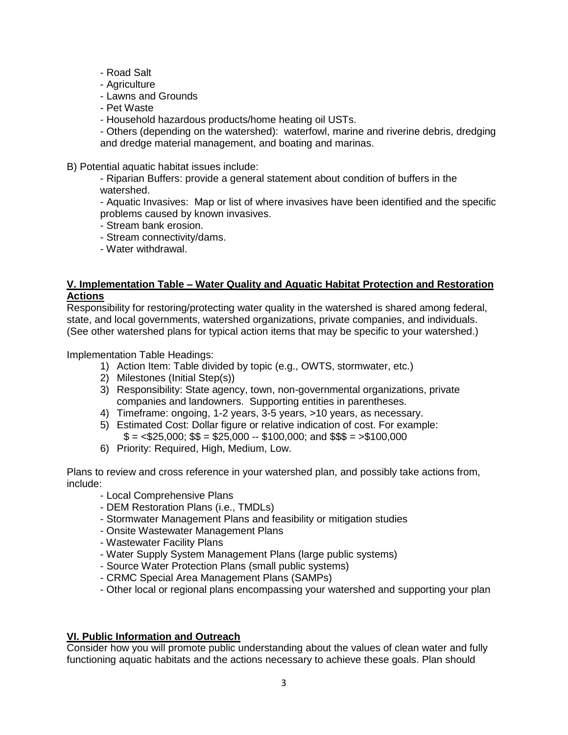- Road Salt
- Agriculture
- Lawns and Grounds
- Pet Waste
- Household hazardous products/home heating oil USTs.
- Others (depending on the watershed): waterfowl, marine and riverine debris, dredging and dredge material management, and boating and marinas.

B) Potential aquatic habitat issues include:

- Riparian Buffers: provide a general statement about condition of buffers in the watershed.
- Aquatic Invasives: Map or list of where invasives have been identified and the specific problems caused by known invasives.
- Stream bank erosion.
- Stream connectivity/dams.
- Water withdrawal.

## **V. Implementation Table – Water Quality and Aquatic Habitat Protection and Restoration Actions**

Responsibility for restoring/protecting water quality in the watershed is shared among federal, state, and local governments, watershed organizations, private companies, and individuals. (See other watershed plans for typical action items that may be specific to your watershed.)

Implementation Table Headings:

1) Action Item: Table divided by topic (e.g., OWTS, stormwater, etc.)
2) Milestones (Initial Step(s))
3) Responsibility: State agency, town, non-governmental organizations, private companies and landowners. Supporting entities in parentheses.
4) Timeframe: ongoing, 1-2 years, 3-5 years, >10 years, as necessary.
5) Estimated Cost: Dollar figure or relative indication of cost. For example:
   $ = <$25,000; $$ = $25,000 -- $100,000; and $$$ = >$100,000
6) Priority: Required, High, Medium, Low.

Plans to review and cross reference in your watershed plan, and possibly take actions from, include:

- Local Comprehensive Plans
- DEM Restoration Plans (i.e., TMDLs)
- Stormwater Management Plans and feasibility or mitigation studies
- Onsite Wastewater Management Plans
- Wastewater Facility Plans
- Water Supply System Management Plans (large public systems)
- Source Water Protection Plans (small public systems)
- CRMC Special Area Management Plans (SAMPs)
- Other local or regional plans encompassing your watershed and supporting your plan

## **VI. Public Information and Outreach**

Consider how you will promote public understanding about the values of clean water and fully functioning aquatic habitats and the actions necessary to achieve these goals. Plan should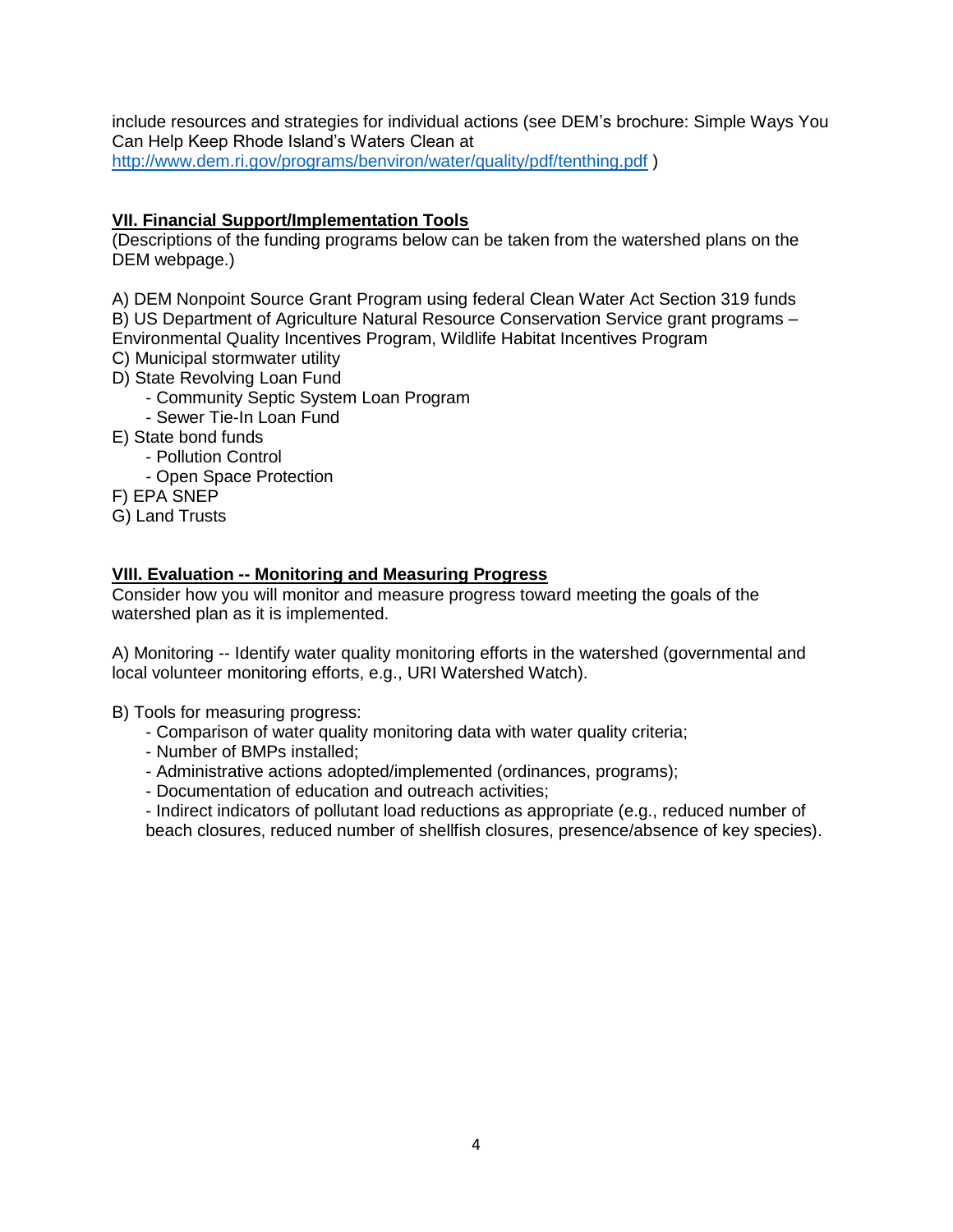include resources and strategies for individual actions (see DEM's brochure: Simple Ways You Can Help Keep Rhode Island's Waters Clean at http://www.dem.ri.gov/programs/benviron/water/quality/pdf/tenthing.pdf )

## VII. Financial Support/Implementation Tools

(Descriptions of the funding programs below can be taken from the watershed plans on the DEM webpage.)

A) DEM Nonpoint Source Grant Program using federal Clean Water Act Section 319 funds
B) US Department of Agriculture Natural Resource Conservation Service grant programs – Environmental Quality Incentives Program, Wildlife Habitat Incentives Program
C) Municipal stormwater utility
D) State Revolving Loan Fund
- Community Septic System Loan Program
- Sewer Tie-In Loan Fund

E) State bond funds
- Pollution Control
- Open Space Protection

F) EPA SNEP
G) Land Trusts

## VIII. Evaluation -- Monitoring and Measuring Progress

Consider how you will monitor and measure progress toward meeting the goals of the watershed plan as it is implemented.

A) Monitoring -- Identify water quality monitoring efforts in the watershed (governmental and local volunteer monitoring efforts, e.g., URI Watershed Watch).

B) Tools for measuring progress:
- Comparison of water quality monitoring data with water quality criteria;
- Number of BMPs installed;
- Administrative actions adopted/implemented (ordinances, programs);
- Documentation of education and outreach activities;
- Indirect indicators of pollutant load reductions as appropriate (e.g., reduced number of beach closures, reduced number of shellfish closures, presence/absence of key species).